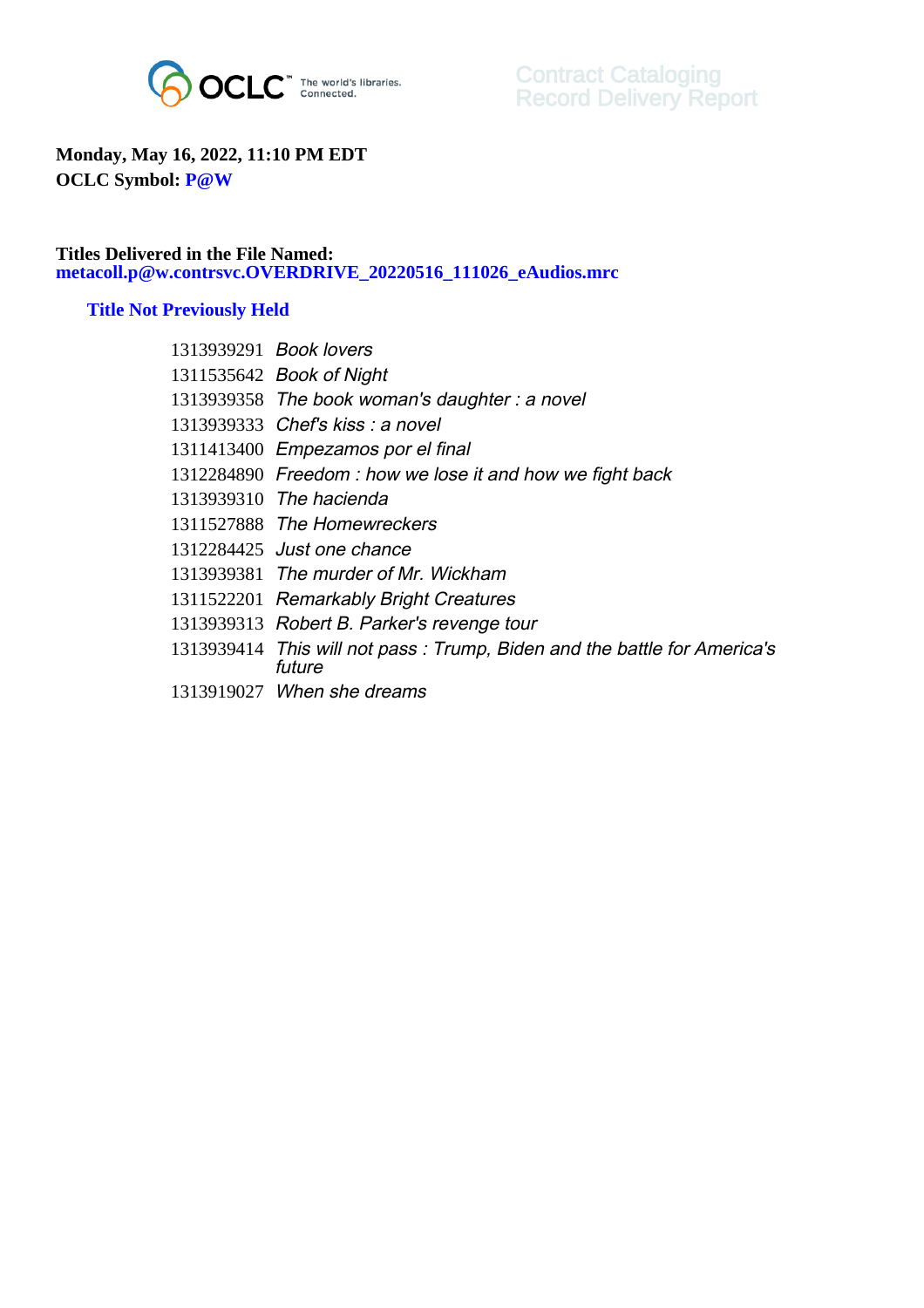OCLC The world's libraries. Connected.

Contract Cataloging
Record Delivery Report

**Monday, May 16, 2022, 11:10 PM EDT**
**OCLC Symbol: P@W**

**Titles Delivered in the File Named:**
**metacoll.p@w.contrsvc.OVERDRIVE_20220516_111026_eAudios.mrc**

### Title Not Previously Held

| | |
|---|---|
| 1313939291 | *Book lovers* |
| 1311535642 | *Book of Night* |
| 1313939358 | *The book woman's daughter : a novel* |
| 1313939333 | *Chef's kiss : a novel* |
| 1311413400 | *Empezamos por el final* |
| 1312284890 | *Freedom : how we lose it and how we fight back* |
| 1313939310 | *The hacienda* |
| 1311527888 | *The Homewreckers* |
| 1312284425 | *Just one chance* |
| 1313939381 | *The murder of Mr. Wickham* |
| 1311522201 | *Remarkably Bright Creatures* |
| 1313939313 | *Robert B. Parker's revenge tour* |
| 1313939414 | *This will not pass : Trump, Biden and the battle for America's future* |
| 1313919027 | *When she dreams* |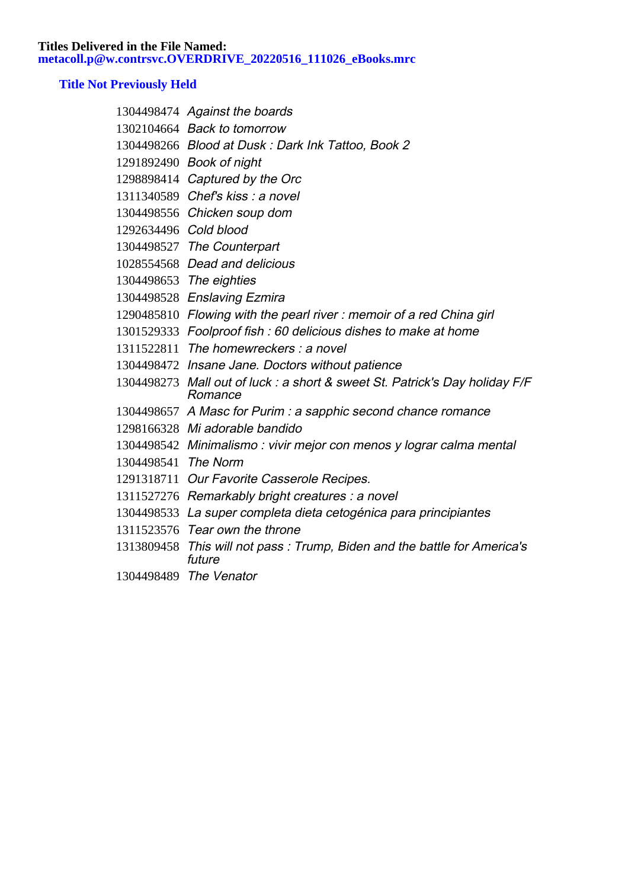**Titles Delivered in the File Named:**
**metacoll.p@w.contrsvc.OVERDRIVE_20220516_111026_eBooks.mrc**

### Title Not Previously Held

| | |
|---|---|
| 1304498474 | *Against the boards* |
| 1302104664 | *Back to tomorrow* |
| 1304498266 | *Blood at Dusk : Dark Ink Tattoo, Book 2* |
| 1291892490 | *Book of night* |
| 1298898414 | *Captured by the Orc* |
| 1311340589 | *Chef's kiss : a novel* |
| 1304498556 | *Chicken soup dom* |
| 1292634496 | *Cold blood* |
| 1304498527 | *The Counterpart* |
| 1028554568 | *Dead and delicious* |
| 1304498653 | *The eighties* |
| 1304498528 | *Enslaving Ezmira* |
| 1290485810 | *Flowing with the pearl river : memoir of a red China girl* |
| 1301529333 | *Foolproof fish : 60 delicious dishes to make at home* |
| 1311522811 | *The homewreckers : a novel* |
| 1304498472 | *Insane Jane. Doctors without patience* |
| 1304498273 | *Mall out of luck : a short & sweet St. Patrick's Day holiday F/F Romance* |
| 1304498657 | *A Masc for Purim : a sapphic second chance romance* |
| 1298166328 | *Mi adorable bandido* |
| 1304498542 | *Minimalismo : vivir mejor con menos y lograr calma mental* |
| 1304498541 | *The Norm* |
| 1291318711 | *Our Favorite Casserole Recipes.* |
| 1311527276 | *Remarkably bright creatures : a novel* |
| 1304498533 | *La super completa dieta cetogénica para principiantes* |
| 1311523576 | *Tear own the throne* |
| 1313809458 | *This will not pass : Trump, Biden and the battle for America's future* |
| 1304498489 | *The Venator* |